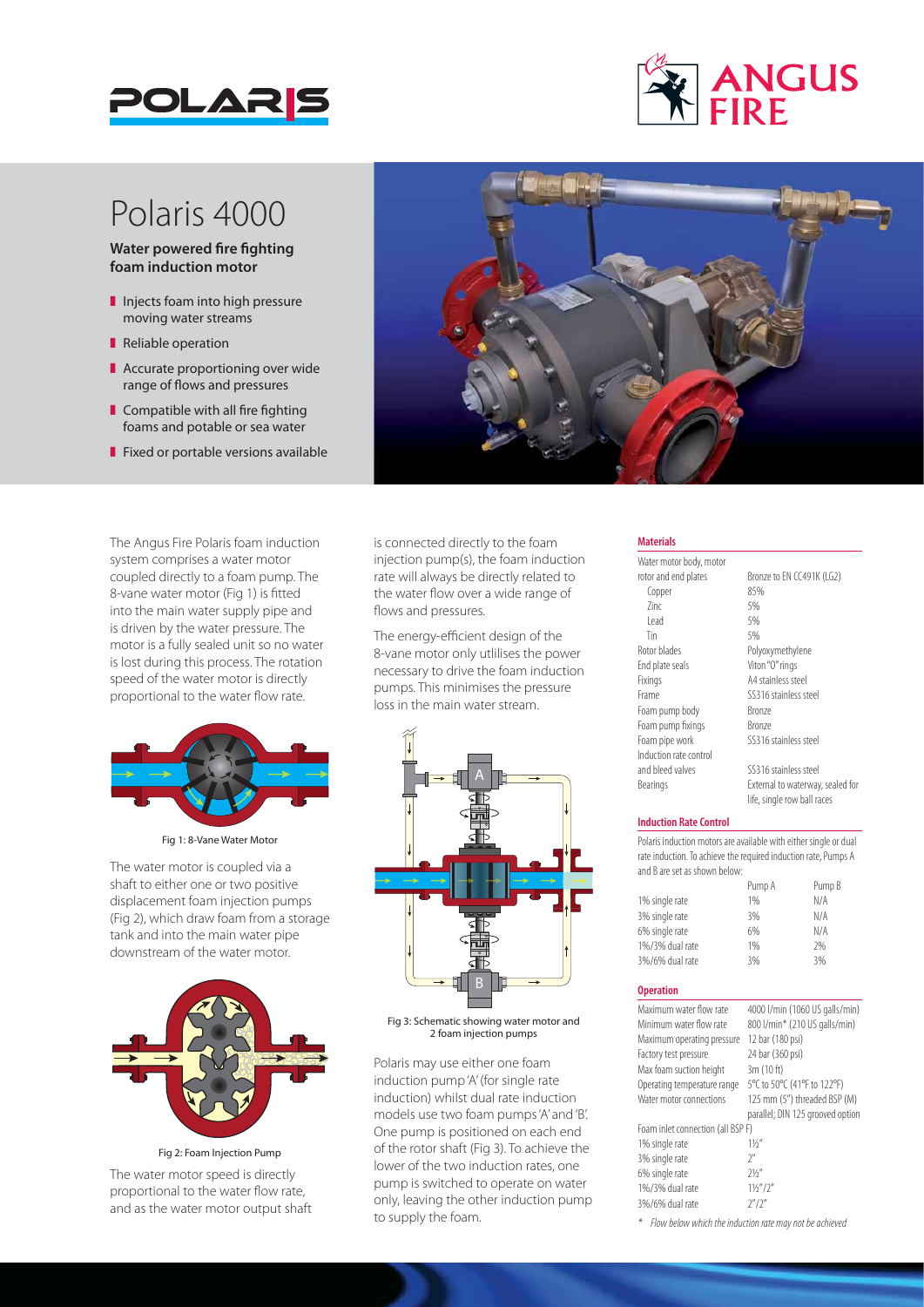# Polaris 4000

**Water powered fire fighting foam induction motor**

- Injects foam into high pressure moving water streams
- Reliable operation
- Accurate proportioning over wide range of flows and pressures
- Compatible with all fire fighting foams and potable or sea water
- Fixed or portable versions available

The Angus Fire Polaris foam induction system comprises a water motor coupled directly to a foam pump. The 8-vane water motor (Fig 1) is fitted into the main water supply pipe and is driven by the water pressure. The motor is a fully sealed unit so no water is lost during this process. The rotation speed of the water motor is directly proportional to the water flow rate.

Fig 1: 8-Vane Water Motor

The water motor is coupled via a shaft to either one or two positive displacement foam injection pumps (Fig 2), which draw foam from a storage tank and into the main water pipe downstream of the water motor.

Fig 2: Foam Injection Pump

The water motor speed is directly proportional to the water flow rate, and as the water motor output shaft is connected directly to the foam injection pump(s), the foam induction rate will always be directly related to the water flow over a wide range of flows and pressures.

The energy-efficient design of the 8-vane motor only utlilises the power necessary to drive the foam induction pumps. This minimises the pressure loss in the main water stream.

Fig 3: Schematic showing water motor and 2 foam injection pumps

Polaris may use either one foam induction pump 'A' (for single rate induction) whilst dual rate induction models use two foam pumps 'A' and 'B'. One pump is positioned on each end of the rotor shaft (Fig 3). To achieve the lower of the two induction rates, one pump is switched to operate on water only, leaving the other induction pump to supply the foam.

### Materials

| | |
|---|---|
| Water motor body, motor rotor and end plates | Bronze to EN CC491K (LG2) |
| Copper | 85% |
| Zinc | 5% |
| Lead | 5% |
| Tin | 5% |
| Rotor blades | Polyoxymethylene |
| End plate seals | Viton "O" rings |
| Fixings | A4 stainless steel |
| Frame | SS316 stainless steel |
| Foam pump body | Bronze |
| Foam pump fixings | Bronze |
| Foam pipe work | SS316 stainless steel |
| Induction rate control and bleed valves | SS316 stainless steel |
| Bearings | External to waterway, sealed for life, single row ball races |

### Induction Rate Control

Polaris induction motors are available with either single or dual rate induction. To achieve the required induction rate, Pumps A and B are set as shown below:

| | Pump A | Pump B |
|---|---|---|
| 1% single rate | 1% | N/A |
| 3% single rate | 3% | N/A |
| 6% single rate | 6% | N/A |
| 1%/3% dual rate | 1% | 2% |
| 3%/6% dual rate | 3% | 3% |

### Operation

| | |
|---|---|
| Maximum water flow rate | 4000 l/min (1060 US galls/min) |
| Minimum water flow rate | 800 l/min* (210 US galls/min) |
| Maximum operating pressure | 12 bar (180 psi) |
| Factory test pressure | 24 bar (360 psi) |
| Max foam suction height | 3m (10 ft) |
| Operating temperature range | 5°C to 50°C (41°F to 122°F) |
| Water motor connections | 125 mm (5") threaded BSP (M) parallel; DIN 125 grooved option |
| Foam inlet connection (all BSP F) | |
| 1% single rate | 1½" |
| 3% single rate | 2" |
| 6% single rate | 2½" |
| 1%/3% dual rate | 1½"/2" |
| 3%/6% dual rate | 2"/2" |

*\* Flow below which the induction rate may not be achieved*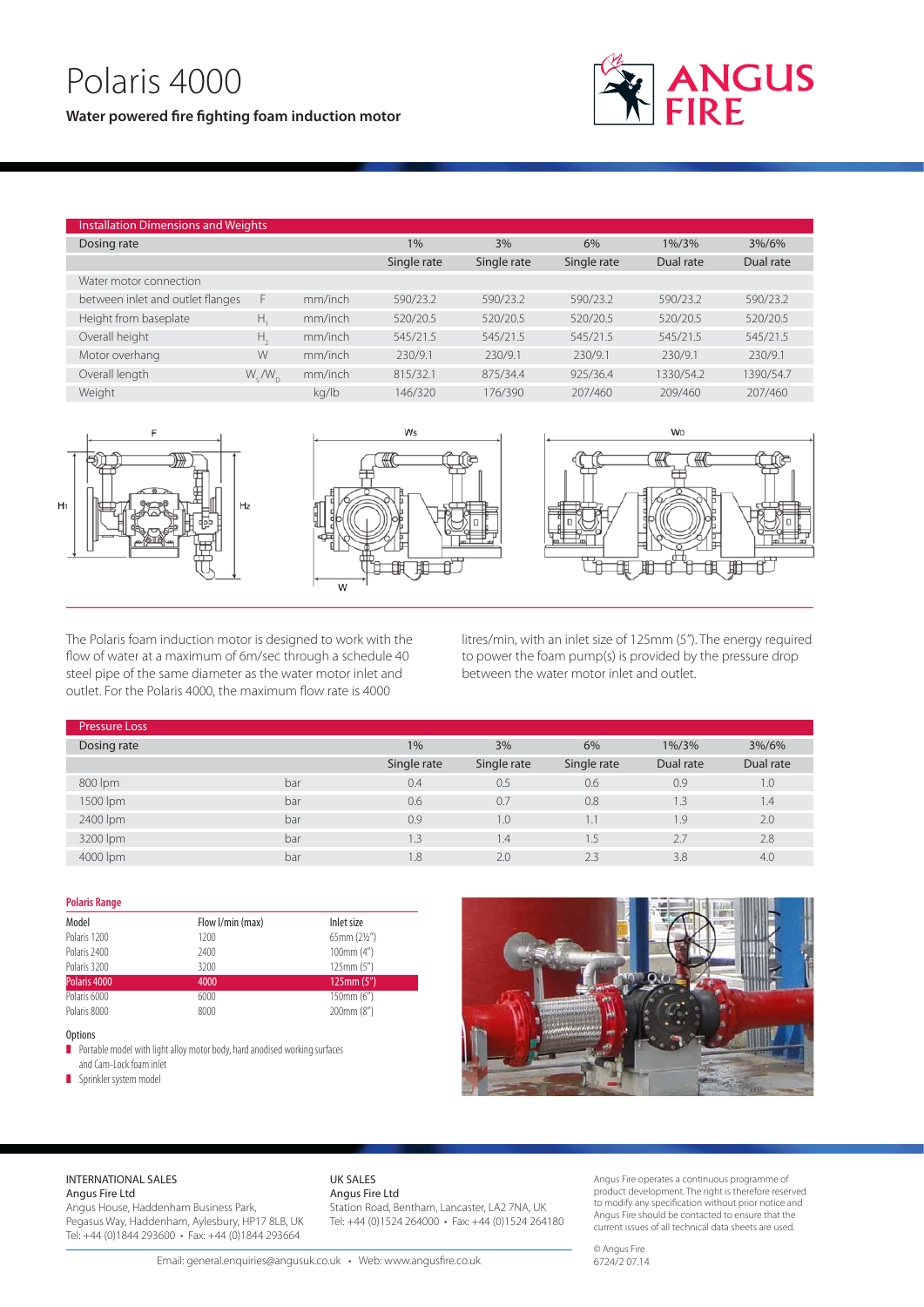# Polaris 4000

**Water powered fire fighting foam induction motor**

| Installation Dimensions and Weights | | | | | | | |
|---|---|---|---|---|---|---|---|
| Dosing rate | | | 1% | 3% | 6% | 1%/3% | 3%/6% |
| | | | Single rate | Single rate | Single rate | Dual rate | Dual rate |
| Water motor connection | | | | | | | |
| between inlet and outlet flanges | F | mm/inch | 590/23.2 | 590/23.2 | 590/23.2 | 590/23.2 | 590/23.2 |
| Height from baseplate | $H_1$ | mm/inch | 520/20.5 | 520/20.5 | 520/20.5 | 520/20.5 | 520/20.5 |
| Overall height | $H_2$ | mm/inch | 545/21.5 | 545/21.5 | 545/21.5 | 545/21.5 | 545/21.5 |
| Motor overhang | W | mm/inch | 230/9.1 | 230/9.1 | 230/9.1 | 230/9.1 | 230/9.1 |
| Overall length | $W_S/W_D$ | mm/inch | 815/32.1 | 875/34.4 | 925/36.4 | 1330/54.2 | 1390/54.7 |
| Weight | | kg/lb | 146/320 | 176/390 | 207/460 | 209/460 | 207/460 |

F
H1
H2
Ws
W
Wd

The Polaris foam induction motor is designed to work with the flow of water at a maximum of 6m/sec through a schedule 40 steel pipe of the same diameter as the water motor inlet and outlet. For the Polaris 4000, the maximum flow rate is 4000 litres/min, with an inlet size of 125mm (5"). The energy required to power the foam pump(s) is provided by the pressure drop between the water motor inlet and outlet.

| Pressure Loss | | | | | | |
|---|---|---|---|---|---|---|
| Dosing rate | | 1% | 3% | 6% | 1%/3% | 3%/6% |
| | | Single rate | Single rate | Single rate | Dual rate | Dual rate |
| 800 lpm | bar | 0.4 | 0.5 | 0.6 | 0.9 | 1.0 |
| 1500 lpm | bar | 0.6 | 0.7 | 0.8 | 1.3 | 1.4 |
| 2400 lpm | bar | 0.9 | 1.0 | 1.1 | 1.9 | 2.0 |
| 3200 lpm | bar | 1.3 | 1.4 | 1.5 | 2.7 | 2.8 |
| 4000 lpm | bar | 1.8 | 2.0 | 2.3 | 3.8 | 4.0 |

**Polaris Range**

| Model | Flow l/min (max) | Inlet size |
|---|---|---|
| Polaris 1200 | 1200 | 65mm (2½") |
| Polaris 2400 | 2400 | 100mm (4") |
| Polaris 3200 | 3200 | 125mm (5") |
| Polaris 4000 | 4000 | 125mm (5") |
| Polaris 6000 | 6000 | 150mm (6") |
| Polaris 8000 | 8000 | 200mm (8") |

**Options**

- Portable model with light alloy motor body, hard anodised working surfaces and Cam-Lock foam inlet
- Sprinkler system model

INTERNATIONAL SALES
Angus Fire Ltd
Angus House, Haddenham Business Park,
Pegasus Way, Haddenham, Aylesbury, HP17 8LB, UK
Tel: +44 (0)1844 293600 • Fax: +44 (0)1844 293664

UK SALES
Angus Fire Ltd
Station Road, Bentham, Lancaster, LA2 7NA, UK
Tel: +44 (0)1524 264000 • Fax: +44 (0)1524 264180

Angus Fire operates a continuous programme of product development. The right is therefore reserved to modify any specification without prior notice and Angus Fire should be contacted to ensure that the current issues of all technical data sheets are used.

Email: general.enquiries@angusuk.co.uk • Web: www.angusfire.co.uk

© Angus Fire
6724/2 07.14